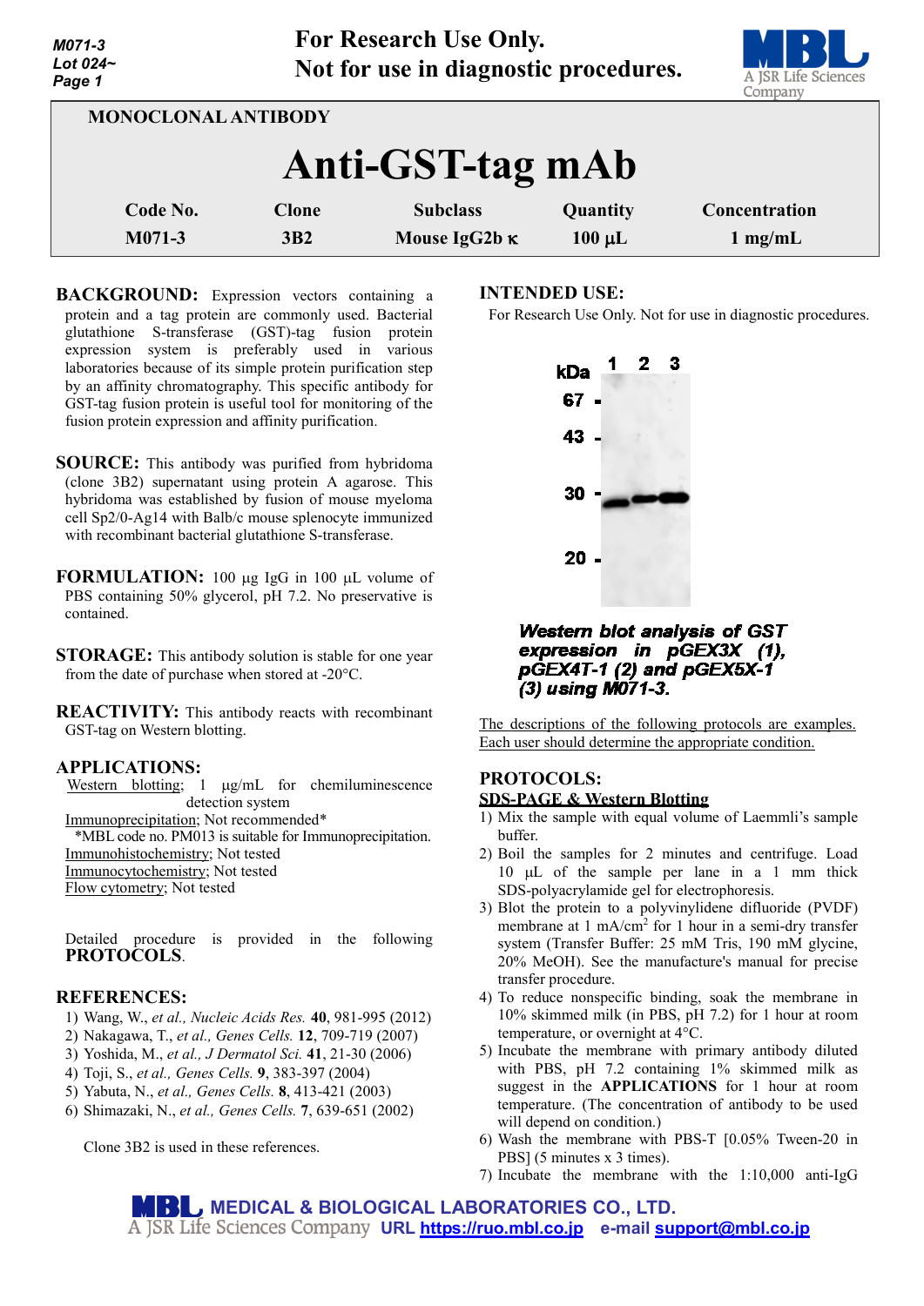M071-3
Lot 024~

**For Research Use Only.**
**Not for use in diagnostic procedures.**

MONOCLONAL ANTIBODY

# Anti-GST-tag mAb

| Code No. | Clone | Subclass | Quantity | Concentration |
|---|---|---|---|---|
| M071-3 | 3B2 | Mouse IgG2b κ | 100 µL | 1 mg/mL |

**BACKGROUND:** Expression vectors containing a protein and a tag protein are commonly used. Bacterial glutathione S-transferase (GST)-tag fusion protein expression system is preferably used in various laboratories because of its simple protein purification step by an affinity chromatography. This specific antibody for GST-tag fusion protein is useful tool for monitoring of the fusion protein expression and affinity purification.

**SOURCE:** This antibody was purified from hybridoma (clone 3B2) supernatant using protein A agarose. This hybridoma was established by fusion of mouse myeloma cell Sp2/0-Ag14 with Balb/c mouse splenocyte immunized with recombinant bacterial glutathione S-transferase.

**FORMULATION:** 100 µg IgG in 100 µL volume of PBS containing 50% glycerol, pH 7.2. No preservative is contained.

**STORAGE:** This antibody solution is stable for one year from the date of purchase when stored at -20°C.

**REACTIVITY:** This antibody reacts with recombinant GST-tag on Western blotting.

**APPLICATIONS:**
Western blotting; 1 µg/mL for chemiluminescence detection system
Immunoprecipitation; Not recommended*
*MBL code no. PM013 is suitable for Immunoprecipitation.
Immunohistochemistry; Not tested
Immunocytochemistry; Not tested
Flow cytometry; Not tested

Detailed procedure is provided in the following **PROTOCOLS**.

**REFERENCES:**
1) Wang, W., *et al., Nucleic Acids Res.* **40**, 981-995 (2012)
2) Nakagawa, T., *et al., Genes Cells.* **12**, 709-719 (2007)
3) Yoshida, M., *et al., J Dermatol Sci.* **41**, 21-30 (2006)
4) Toji, S., *et al., Genes Cells.* **9**, 383-397 (2004)
5) Yabuta, N., *et al., Genes Cells.* **8**, 413-421 (2003)
6) Shimazaki, N., *et al., Genes Cells.* **7**, 639-651 (2002)

Clone 3B2 is used in these references.

**INTENDED USE:**
For Research Use Only. Not for use in diagnostic procedures.

***Western blot analysis of GST expression in pGEX3X (1), pGEX4T-1 (2) and pGEX5X-1 (3) using M071-3.***

The descriptions of the following protocols are examples. Each user should determine the appropriate condition.

**PROTOCOLS:**

**SDS-PAGE & Western Blotting**

1) Mix the sample with equal volume of Laemmli's sample buffer.
2) Boil the samples for 2 minutes and centrifuge. Load 10 µL of the sample per lane in a 1 mm thick SDS-polyacrylamide gel for electrophoresis.
3) Blot the protein to a polyvinylidene difluoride (PVDF) membrane at 1 mA/cm$^2$ for 1 hour in a semi-dry transfer system (Transfer Buffer: 25 mM Tris, 190 mM glycine, 20% MeOH). See the manufacture's manual for precise transfer procedure.
4) To reduce nonspecific binding, soak the membrane in 10% skimmed milk (in PBS, pH 7.2) for 1 hour at room temperature, or overnight at 4°C.
5) Incubate the membrane with primary antibody diluted with PBS, pH 7.2 containing 1% skimmed milk as suggest in the **APPLICATIONS** for 1 hour at room temperature. (The concentration of antibody to be used will depend on condition.)
6) Wash the membrane with PBS-T [0.05% Tween-20 in PBS] (5 minutes x 3 times).
7) Incubate the membrane with the 1:10,000 anti-IgG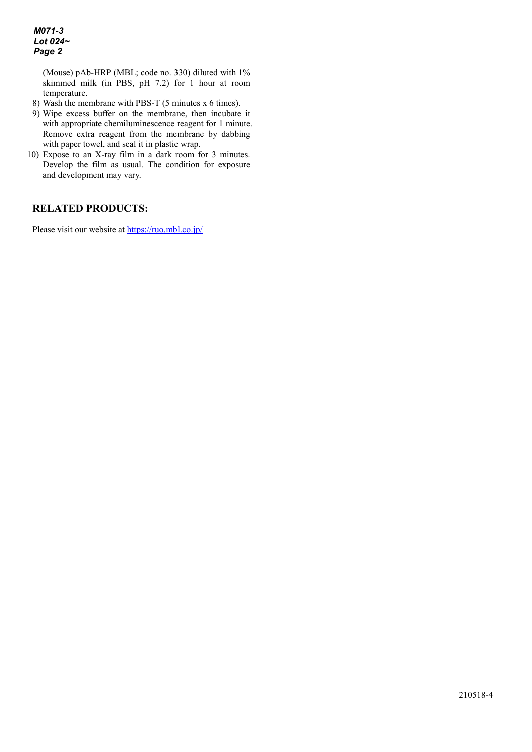(Mouse) pAb-HRP (MBL; code no. 330) diluted with 1% skimmed milk (in PBS, pH 7.2) for 1 hour at room temperature.

8) Wash the membrane with PBS-T (5 minutes x 6 times).
9) Wipe excess buffer on the membrane, then incubate it with appropriate chemiluminescence reagent for 1 minute. Remove extra reagent from the membrane by dabbing with paper towel, and seal it in plastic wrap.
10) Expose to an X-ray film in a dark room for 3 minutes. Develop the film as usual. The condition for exposure and development may vary.

## RELATED PRODUCTS:

Please visit our website at https://ruo.mbl.co.jp/

210518-4